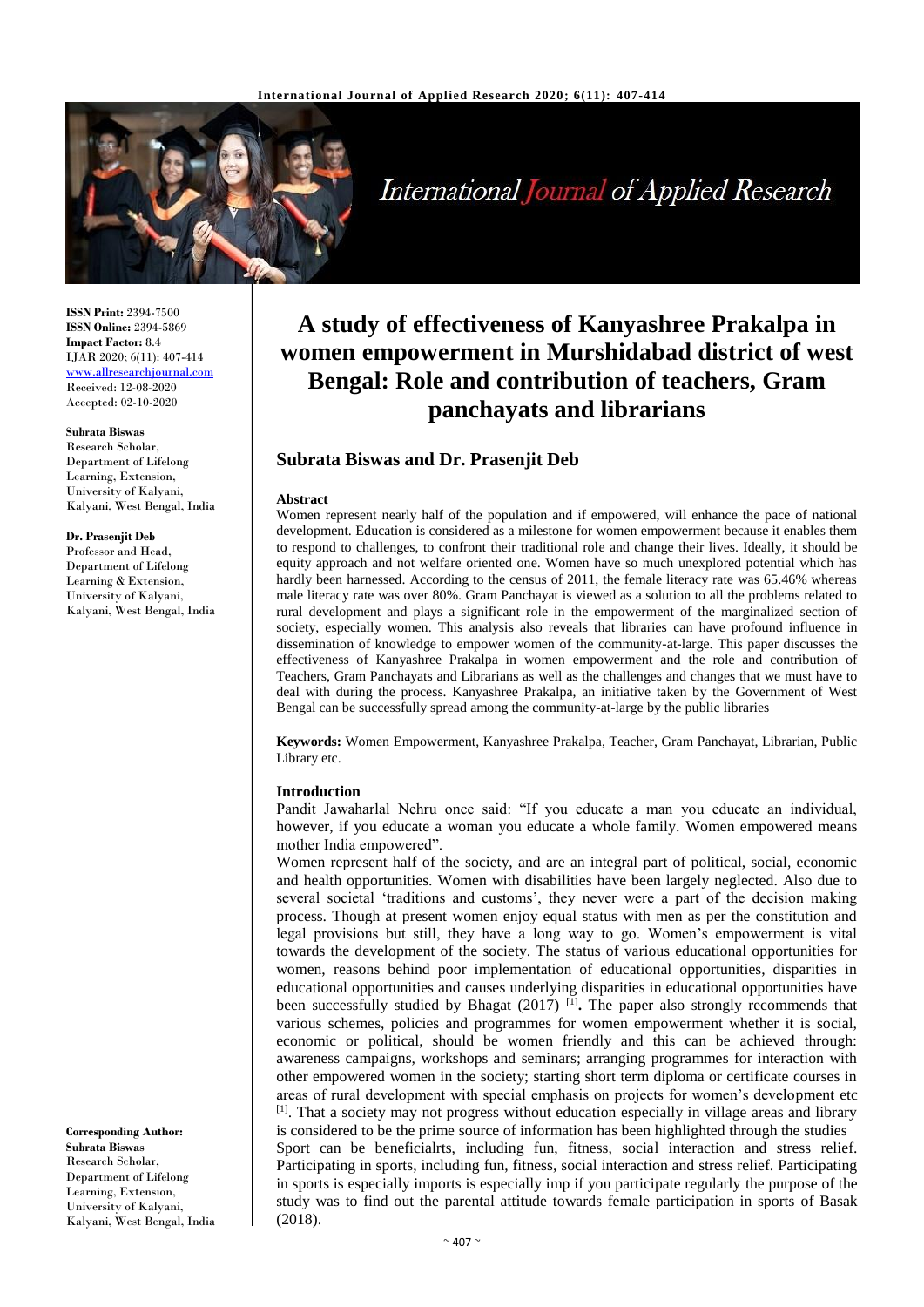**ISSN Print:** 2394-7500
**ISSN Online:** 2394-5869
**Impact Factor:** 8.4
IJAR 2020; 6(11): 407-414
www.allresearchjournal.com
Received: 12-08-2020
Accepted: 02-10-2020

**Subrata Biswas**
Research Scholar, Department of Lifelong Learning, Extension, University of Kalyani, Kalyani, West Bengal, India

**Dr. Prasenjit Deb**
Professor and Head, Department of Lifelong Learning & Extension, University of Kalyani, Kalyani, West Bengal, India

**Corresponding Author:**
**Subrata Biswas**
Research Scholar, Department of Lifelong Learning, Extension, University of Kalyani, Kalyani, West Bengal, India

# A study of effectiveness of Kanyashree Prakalpa in women empowerment in Murshidabad district of west Bengal: Role and contribution of teachers, Gram panchayats and librarians

## Subrata Biswas and Dr. Prasenjit Deb

### Abstract

Women represent nearly half of the population and if empowered, will enhance the pace of national development. Education is considered as a milestone for women empowerment because it enables them to respond to challenges, to confront their traditional role and change their lives. Ideally, it should be equity approach and not welfare oriented one. Women have so much unexplored potential which has hardly been harnessed. According to the census of 2011, the female literacy rate was 65.46% whereas male literacy rate was over 80%. Gram Panchayat is viewed as a solution to all the problems related to rural development and plays a significant role in the empowerment of the marginalized section of society, especially women. This analysis also reveals that libraries can have profound influence in dissemination of knowledge to empower women of the community-at-large. This paper discusses the effectiveness of Kanyashree Prakalpa in women empowerment and the role and contribution of Teachers, Gram Panchayats and Librarians as well as the challenges and changes that we must have to deal with during the process. Kanyashree Prakalpa, an initiative taken by the Government of West Bengal can be successfully spread among the community-at-large by the public libraries

**Keywords:** Women Empowerment, Kanyashree Prakalpa, Teacher, Gram Panchayat, Librarian, Public Library etc.

### Introduction

Pandit Jawaharlal Nehru once said: "If you educate a man you educate an individual, however, if you educate a woman you educate a whole family. Women empowered means mother India empowered".

Women represent half of the society, and are an integral part of political, social, economic and health opportunities. Women with disabilities have been largely neglected. Also due to several societal 'traditions and customs', they never were a part of the decision making process. Though at present women enjoy equal status with men as per the constitution and legal provisions but still, they have a long way to go. Women's empowerment is vital towards the development of the society. The status of various educational opportunities for women, reasons behind poor implementation of educational opportunities, disparities in educational opportunities and causes underlying disparities in educational opportunities have been successfully studied by Bhagat (2017) [1]**.** The paper also strongly recommends that various schemes, policies and programmes for women empowerment whether it is social, economic or political, should be women friendly and this can be achieved through: awareness campaigns, workshops and seminars; arranging programmes for interaction with other empowered women in the society; starting short term diploma or certificate courses in areas of rural development with special emphasis on projects for women's development etc [1]. That a society may not progress without education especially in village areas and library is considered to be the prime source of information has been highlighted through the studies

Sport can be beneficialrts, including fun, fitness, social interaction and stress relief. Participating in sports, including fun, fitness, social interaction and stress relief. Participating in sports is especially imports is especially imp if you participate regularly the purpose of the study was to find out the parental attitude towards female participation in sports of Basak (2018).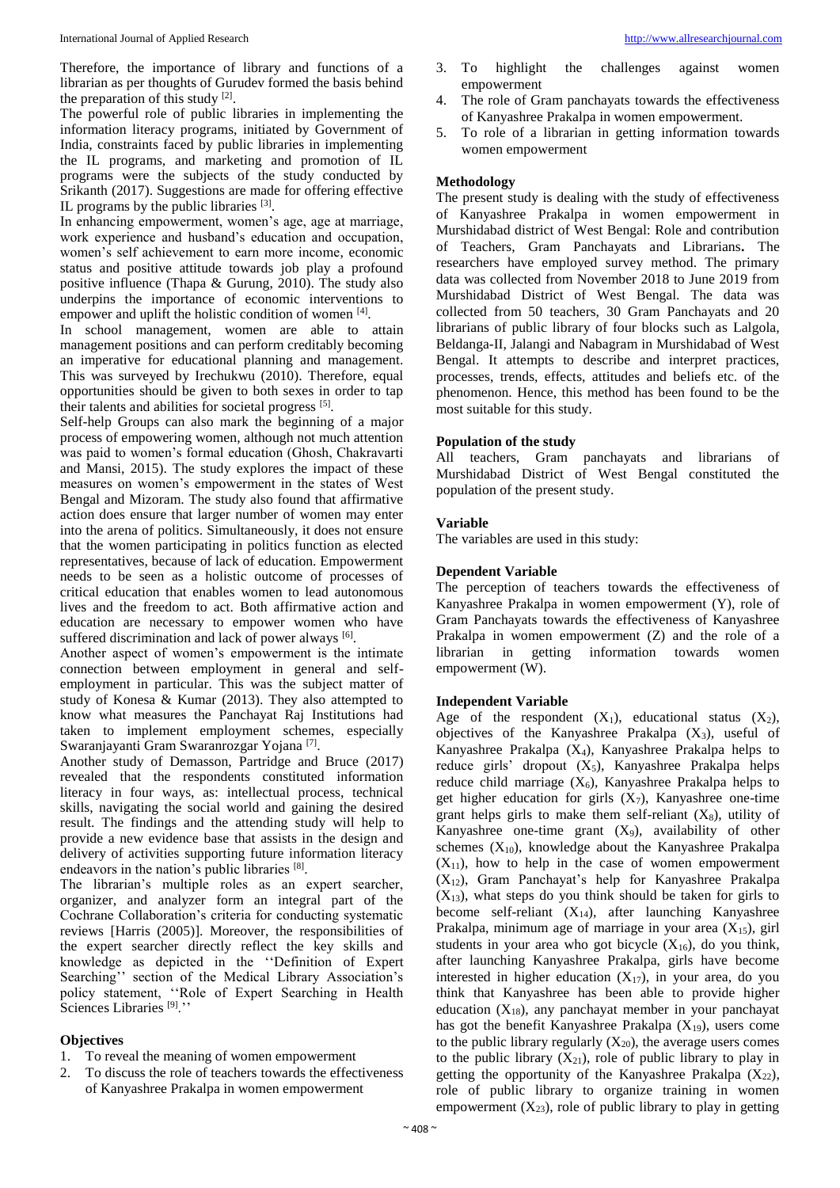Therefore, the importance of library and functions of a librarian as per thoughts of Gurudev formed the basis behind the preparation of this study [2].

The powerful role of public libraries in implementing the information literacy programs, initiated by Government of India, constraints faced by public libraries in implementing the IL programs, and marketing and promotion of IL programs were the subjects of the study conducted by Srikanth (2017). Suggestions are made for offering effective IL programs by the public libraries [3].

In enhancing empowerment, women's age, age at marriage, work experience and husband's education and occupation, women's self achievement to earn more income, economic status and positive attitude towards job play a profound positive influence (Thapa & Gurung, 2010). The study also underpins the importance of economic interventions to empower and uplift the holistic condition of women [4].

In school management, women are able to attain management positions and can perform creditably becoming an imperative for educational planning and management. This was surveyed by Irechukwu (2010). Therefore, equal opportunities should be given to both sexes in order to tap their talents and abilities for societal progress [5].

Self-help Groups can also mark the beginning of a major process of empowering women, although not much attention was paid to women's formal education (Ghosh, Chakravarti and Mansi, 2015). The study explores the impact of these measures on women's empowerment in the states of West Bengal and Mizoram. The study also found that affirmative action does ensure that larger number of women may enter into the arena of politics. Simultaneously, it does not ensure that the women participating in politics function as elected representatives, because of lack of education. Empowerment needs to be seen as a holistic outcome of processes of critical education that enables women to lead autonomous lives and the freedom to act. Both affirmative action and education are necessary to empower women who have suffered discrimination and lack of power always [6].

Another aspect of women's empowerment is the intimate connection between employment in general and self-employment in particular. This was the subject matter of study of Konesa & Kumar (2013). They also attempted to know what measures the Panchayat Raj Institutions had taken to implement employment schemes, especially Swaranjayanti Gram Swaranrozgar Yojana [7].

Another study of Demasson, Partridge and Bruce (2017) revealed that the respondents constituted information literacy in four ways, as: intellectual process, technical skills, navigating the social world and gaining the desired result. The findings and the attending study will help to provide a new evidence base that assists in the design and delivery of activities supporting future information literacy endeavors in the nation's public libraries [8].

The librarian's multiple roles as an expert searcher, organizer, and analyzer form an integral part of the Cochrane Collaboration's criteria for conducting systematic reviews [Harris (2005)]. Moreover, the responsibilities of the expert searcher directly reflect the key skills and knowledge as depicted in the ''Definition of Expert Searching'' section of the Medical Library Association's policy statement, ''Role of Expert Searching in Health Sciences Libraries [9].''

### Objectives

1. To reveal the meaning of women empowerment
2. To discuss the role of teachers towards the effectiveness of Kanyashree Prakalpa in women empowerment
3. To highlight the challenges against women empowerment
4. The role of Gram panchayats towards the effectiveness of Kanyashree Prakalpa in women empowerment.
5. To role of a librarian in getting information towards women empowerment

### Methodology

The present study is dealing with the study of effectiveness of Kanyashree Prakalpa in women empowerment in Murshidabad district of West Bengal: Role and contribution of Teachers, Gram Panchayats and Librarians**.** The researchers have employed survey method. The primary data was collected from November 2018 to June 2019 from Murshidabad District of West Bengal. The data was collected from 50 teachers, 30 Gram Panchayats and 20 librarians of public library of four blocks such as Lalgola, Beldanga-II, Jalangi and Nabagram in Murshidabad of West Bengal. It attempts to describe and interpret practices, processes, trends, effects, attitudes and beliefs etc. of the phenomenon. Hence, this method has been found to be the most suitable for this study.

### Population of the study

All teachers, Gram panchayats and librarians of Murshidabad District of West Bengal constituted the population of the present study.

### Variable

The variables are used in this study:

### Dependent Variable

The perception of teachers towards the effectiveness of Kanyashree Prakalpa in women empowerment (Y), role of Gram Panchayats towards the effectiveness of Kanyashree Prakalpa in women empowerment (Z) and the role of a librarian in getting information towards women empowerment (W).

### Independent Variable

Age of the respondent ($X_1$), educational status ($X_2$), objectives of the Kanyashree Prakalpa ($X_3$), useful of Kanyashree Prakalpa ($X_4$), Kanyashree Prakalpa helps to reduce girls' dropout ($X_5$), Kanyashree Prakalpa helps reduce child marriage ($X_6$), Kanyashree Prakalpa helps to get higher education for girls ($X_7$), Kanyashree one-time grant helps girls to make them self-reliant ($X_8$), utility of Kanyashree one-time grant ($X_9$), availability of other schemes ($X_{10}$), knowledge about the Kanyashree Prakalpa ($X_{11}$), how to help in the case of women empowerment ($X_{12}$), Gram Panchayat's help for Kanyashree Prakalpa ($X_{13}$), what steps do you think should be taken for girls to become self-reliant ($X_{14}$), after launching Kanyashree Prakalpa, minimum age of marriage in your area ($X_{15}$), girl students in your area who got bicycle ($X_{16}$), do you think, after launching Kanyashree Prakalpa, girls have become interested in higher education ($X_{17}$), in your area, do you think that Kanyashree has been able to provide higher education ($X_{18}$), any panchayat member in your panchayat has got the benefit Kanyashree Prakalpa ($X_{19}$), users come to the public library regularly ($X_{20}$), the average users comes to the public library ($X_{21}$), role of public library to play in getting the opportunity of the Kanyashree Prakalpa ($X_{22}$), role of public library to organize training in women empowerment ($X_{23}$), role of public library to play in getting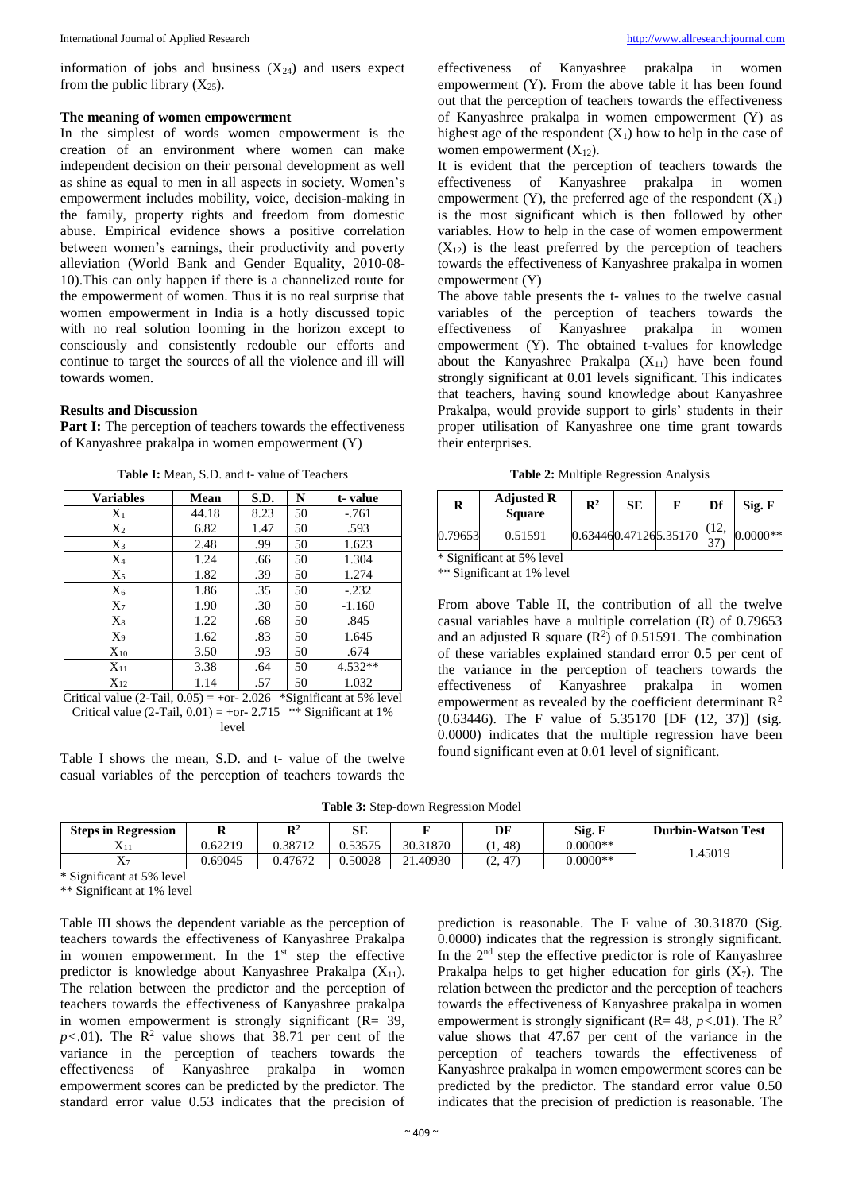information of jobs and business ($X_{24}$) and users expect from the public library ($X_{25}$).

### The meaning of women empowerment

In the simplest of words women empowerment is the creation of an environment where women can make independent decision on their personal development as well as shine as equal to men in all aspects in society. Women's empowerment includes mobility, voice, decision-making in the family, property rights and freedom from domestic abuse. Empirical evidence shows a positive correlation between women's earnings, their productivity and poverty alleviation (World Bank and Gender Equality, 2010-08-10).This can only happen if there is a channelized route for the empowerment of women. Thus it is no real surprise that women empowerment in India is a hotly discussed topic with no real solution looming in the horizon except to consciously and consistently redouble our efforts and continue to target the sources of all the violence and ill will towards women.

### Results and Discussion

**Part I:** The perception of teachers towards the effectiveness of Kanyashree prakalpa in women empowerment (Y)

**Table I:** Mean, S.D. and t- value of Teachers

| Variables | Mean | S.D. | N | t- value |
|---|---|---|---|---|
| $X_1$ | 44.18 | 8.23 | 50 | -.761 |
| $X_2$ | 6.82 | 1.47 | 50 | .593 |
| $X_3$ | 2.48 | .99 | 50 | 1.623 |
| $X_4$ | 1.24 | .66 | 50 | 1.304 |
| $X_5$ | 1.82 | .39 | 50 | 1.274 |
| $X_6$ | 1.86 | .35 | 50 | -.232 |
| $X_7$ | 1.90 | .30 | 50 | -1.160 |
| $X_8$ | 1.22 | .68 | 50 | .845 |
| $X_9$ | 1.62 | .83 | 50 | 1.645 |
| $X_{10}$ | 3.50 | .93 | 50 | .674 |
| $X_{11}$ | 3.38 | .64 | 50 | 4.532** |
| $X_{12}$ | 1.14 | .57 | 50 | 1.032 |

Critical value (2-Tail, 0.05) = +or- 2.026 *Significant at 5% level
Critical value (2-Tail, 0.01) = +or- 2.715 ** Significant at 1% level

Table I shows the mean, S.D. and t- value of the twelve casual variables of the perception of teachers towards the effectiveness of Kanyashree prakalpa in women empowerment (Y). From the above table it has been found out that the perception of teachers towards the effectiveness of Kanyashree prakalpa in women empowerment (Y) as highest age of the respondent ($X_1$) how to help in the case of women empowerment ($X_{12}$).

It is evident that the perception of teachers towards the effectiveness of Kanyashree prakalpa in women empowerment (Y), the preferred age of the respondent ($X_1$) is the most significant which is then followed by other variables. How to help in the case of women empowerment ($X_{12}$) is the least preferred by the perception of teachers towards the effectiveness of Kanyashree prakalpa in women empowerment (Y)

The above table presents the t- values to the twelve casual variables of the perception of teachers towards the effectiveness of Kanyashree prakalpa in women empowerment (Y). The obtained t-values for knowledge about the Kanyashree Prakalpa ($X_{11}$) have been found strongly significant at 0.01 levels significant. This indicates that teachers, having sound knowledge about Kanyashree Prakalpa, would provide support to girls' students in their proper utilisation of Kanyashree one time grant towards their enterprises.

**Table 2:** Multiple Regression Analysis

| R | Adjusted R Square | $R^2$ | SE | F | Df | Sig. F |
|---|---|---|---|---|---|---|
| 0.79653 | 0.51591 | 0.63446 | 0.47126 | 5.35170 | (12, 37) | 0.0000** |

* Significant at 5% level
** Significant at 1% level

From above Table II, the contribution of all the twelve casual variables have a multiple correlation (R) of 0.79653 and an adjusted R square ($R^2$) of 0.51591. The combination of these variables explained standard error 0.5 per cent of the variance in the perception of teachers towards the effectiveness of Kanyashree prakalpa in women empowerment as revealed by the coefficient determinant $R^2$ (0.63446). The F value of 5.35170 [DF (12, 37)] (sig. 0.0000) indicates that the multiple regression have been found significant even at 0.01 level of significant.

**Table 3:** Step-down Regression Model

| Steps in Regression | R | $R^2$ | SE | F | DF | Sig. F | Durbin-Watson Test |
|---|---|---|---|---|---|---|---|
| $X_{11}$ | 0.62219 | 0.38712 | 0.53575 | 30.31870 | (1, 48) | 0.0000** | 1.45019 |
| $X_7$ | 0.69045 | 0.47672 | 0.50028 | 21.40930 | (2, 47) | 0.0000** | |

* Significant at 5% level
** Significant at 1% level

Table III shows the dependent variable as the perception of teachers towards the effectiveness of Kanyashree Prakalpa in women empowerment. In the 1st step the effective predictor is knowledge about Kanyashree Prakalpa ($X_{11}$). The relation between the predictor and the perception of teachers towards the effectiveness of Kanyashree prakalpa in women empowerment is strongly significant (R= 39, $p<.01$). The $R^2$ value shows that 38.71 per cent of the variance in the perception of teachers towards the effectiveness of Kanyashree prakalpa in women empowerment scores can be predicted by the predictor. The standard error value 0.53 indicates that the precision of prediction is reasonable. The F value of 30.31870 (Sig. 0.0000) indicates that the regression is strongly significant. In the 2nd step the effective predictor is role of Kanyashree Prakalpa helps to get higher education for girls ($X_7$). The relation between the predictor and the perception of teachers towards the effectiveness of Kanyashree prakalpa in women empowerment is strongly significant (R= 48, $p<.01$). The $R^2$ value shows that 47.67 per cent of the variance in the perception of teachers towards the effectiveness of Kanyashree prakalpa in women empowerment scores can be predicted by the predictor. The standard error value 0.50 indicates that the precision of prediction is reasonable. The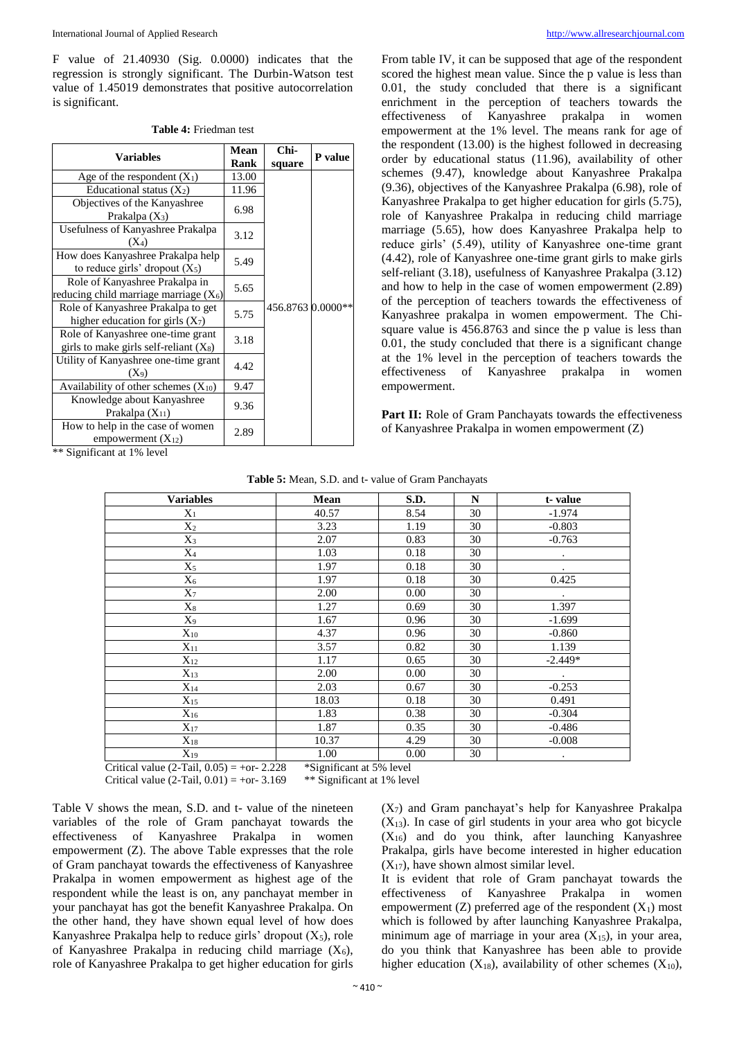F value of 21.40930 (Sig. 0.0000) indicates that the regression is strongly significant. The Durbin-Watson test value of 1.45019 demonstrates that positive autocorrelation is significant.

**Table 4:** Friedman test

| Variables | Mean Rank | Chi-square | P value |
|---|---|---|---|
| Age of the respondent ($X_1$) | 13.00 | 456.8763 | 0.0000** |
| Educational status ($X_2$) | 11.96 | | |
| Objectives of the Kanyashree Prakalpa ($X_3$) | 6.98 | | |
| Usefulness of Kanyashree Prakalpa ($X_4$) | 3.12 | | |
| How does Kanyashree Prakalpa help to reduce girls' dropout ($X_5$) | 5.49 | | |
| Role of Kanyashree Prakalpa in reducing child marriage marriage ($X_6$) | 5.65 | | |
| Role of Kanyashree Prakalpa to get higher education for girls ($X_7$) | 5.75 | | |
| Role of Kanyashree one-time grant girls to make girls self-reliant ($X_8$) | 3.18 | | |
| Utility of Kanyashree one-time grant ($X_9$) | 4.42 | | |
| Availability of other schemes ($X_{10}$) | 9.47 | | |
| Knowledge about Kanyashree Prakalpa ($X_{11}$) | 9.36 | | |
| How to help in the case of women empowerment ($X_{12}$) | 2.89 | | |

** Significant at 1% level

From table IV, it can be supposed that age of the respondent scored the highest mean value. Since the p value is less than 0.01, the study concluded that there is a significant enrichment in the perception of teachers towards the effectiveness of Kanyashree prakalpa in women empowerment at the 1% level. The means rank for age of the respondent (13.00) is the highest followed in decreasing order by educational status (11.96), availability of other schemes (9.47), knowledge about Kanyashree Prakalpa (9.36), objectives of the Kanyashree Prakalpa (6.98), role of Kanyashree Prakalpa to get higher education for girls (5.75), role of Kanyashree Prakalpa in reducing child marriage marriage (5.65), how does Kanyashree Prakalpa help to reduce girls' (5.49), utility of Kanyashree one-time grant (4.42), role of Kanyashree one-time grant girls to make girls self-reliant (3.18), usefulness of Kanyashree Prakalpa (3.12) and how to help in the case of women empowerment (2.89) of the perception of teachers towards the effectiveness of Kanyashree prakalpa in women empowerment. The Chi-square value is 456.8763 and since the p value is less than 0.01, the study concluded that there is a significant change at the 1% level in the perception of teachers towards the effectiveness of Kanyashree prakalpa in women empowerment.

**Part II:** Role of Gram Panchayats towards the effectiveness of Kanyashree Prakalpa in women empowerment (Z)

**Table 5:** Mean, S.D. and t- value of Gram Panchayats

| Variables | Mean | S.D. | N | t- value |
|---|---|---|---|---|
| $X_1$ | 40.57 | 8.54 | 30 | -1.974 |
| $X_2$ | 3.23 | 1.19 | 30 | -0.803 |
| $X_3$ | 2.07 | 0.83 | 30 | -0.763 |
| $X_4$ | 1.03 | 0.18 | 30 | . |
| $X_5$ | 1.97 | 0.18 | 30 | . |
| $X_6$ | 1.97 | 0.18 | 30 | 0.425 |
| $X_7$ | 2.00 | 0.00 | 30 | . |
| $X_8$ | 1.27 | 0.69 | 30 | 1.397 |
| $X_9$ | 1.67 | 0.96 | 30 | -1.699 |
| $X_{10}$ | 4.37 | 0.96 | 30 | -0.860 |
| $X_{11}$ | 3.57 | 0.82 | 30 | 1.139 |
| $X_{12}$ | 1.17 | 0.65 | 30 | -2.449* |
| $X_{13}$ | 2.00 | 0.00 | 30 | . |
| $X_{14}$ | 2.03 | 0.67 | 30 | -0.253 |
| $X_{15}$ | 18.03 | 0.18 | 30 | 0.491 |
| $X_{16}$ | 1.83 | 0.38 | 30 | -0.304 |
| $X_{17}$ | 1.87 | 0.35 | 30 | -0.486 |
| $X_{18}$ | 10.37 | 4.29 | 30 | -0.008 |
| $X_{19}$ | 1.00 | 0.00 | 30 | . |

Critical value (2-Tail, 0.05) = +or- 2.228 &nbsp;&nbsp; *Significant at 5% level
Critical value (2-Tail, 0.01) = +or- 3.169 &nbsp;&nbsp; ** Significant at 1% level

Table V shows the mean, S.D. and t- value of the nineteen variables of the role of Gram panchayat towards the effectiveness of Kanyashree Prakalpa in women empowerment (Z). The above Table expresses that the role of Gram panchayat towards the effectiveness of Kanyashree Prakalpa in women empowerment as highest age of the respondent while the least is on, any panchayat member in your panchayat has got the benefit Kanyashree Prakalpa. On the other hand, they have shown equal level of how does Kanyashree Prakalpa help to reduce girls' dropout ($X_5$), role of Kanyashree Prakalpa in reducing child marriage ($X_6$), role of Kanyashree Prakalpa to get higher education for girls ($X_7$) and Gram panchayat's help for Kanyashree Prakalpa ($X_{13}$). In case of girl students in your area who got bicycle ($X_{16}$) and do you think, after launching Kanyashree Prakalpa, girls have become interested in higher education ($X_{17}$), have shown almost similar level.

It is evident that role of Gram panchayat towards the effectiveness of Kanyashree Prakalpa in women empowerment (Z) preferred age of the respondent ($X_1$) most which is followed by after launching Kanyashree Prakalpa, minimum age of marriage in your area ($X_{15}$), in your area, do you think that Kanyashree has been able to provide higher education ($X_{18}$), availability of other schemes ($X_{10}$),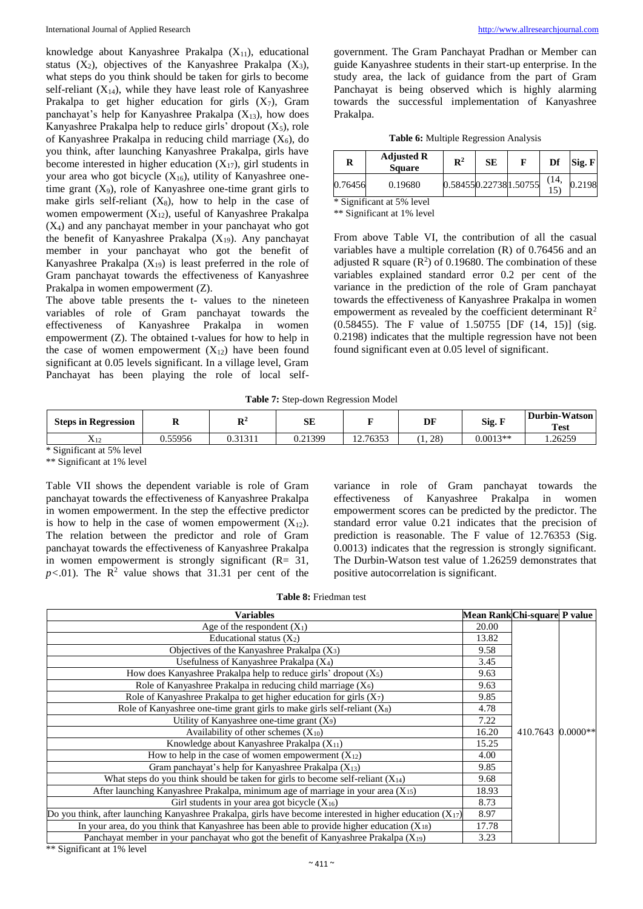knowledge about Kanyashree Prakalpa ($X_{11}$), educational status ($X_2$), objectives of the Kanyashree Prakalpa ($X_3$), what steps do you think should be taken for girls to become self-reliant ($X_{14}$), while they have least role of Kanyashree Prakalpa to get higher education for girls ($X_7$), Gram panchayat's help for Kanyashree Prakalpa ($X_{13}$), how does Kanyashree Prakalpa help to reduce girls' dropout ($X_5$), role of Kanyashree Prakalpa in reducing child marriage ($X_6$), do you think, after launching Kanyashree Prakalpa, girls have become interested in higher education ($X_{17}$), girl students in your area who got bicycle ($X_{16}$), utility of Kanyashree one-time grant ($X_9$), role of Kanyashree one-time grant girls to make girls self-reliant ($X_8$), how to help in the case of women empowerment ($X_{12}$), useful of Kanyashree Prakalpa ($X_4$) and any panchayat member in your panchayat who got the benefit of Kanyashree Prakalpa ($X_{19}$). Any panchayat member in your panchayat who got the benefit of Kanyashree Prakalpa ($X_{19}$) is least preferred in the role of Gram panchayat towards the effectiveness of Kanyashree Prakalpa in women empowerment (Z).

The above table presents the t- values to the nineteen variables of role of Gram panchayat towards the effectiveness of Kanyashree Prakalpa in women empowerment (Z). The obtained t-values for how to help in the case of women empowerment ($X_{12}$) have been found significant at 0.05 levels significant. In a village level, Gram Panchayat has been playing the role of local self-government. The Gram Panchayat Pradhan or Member can guide Kanyashree students in their start-up enterprise. In the study area, the lack of guidance from the part of Gram Panchayat is being observed which is highly alarming towards the successful implementation of Kanyashree Prakalpa.

**Table 6:** Multiple Regression Analysis

| R | Adjusted R Square | $R^2$ | SE | F | Df | Sig. F |
|---|---|---|---|---|---|---|
| 0.76456 | 0.19680 | 0.58455 | 0.22738 | 1.50755 | (14, 15) | 0.2198 |

\* Significant at 5% level

\*\* Significant at 1% level

From above Table VI, the contribution of all the casual variables have a multiple correlation (R) of 0.76456 and an adjusted R square ($R^2$) of 0.19680. The combination of these variables explained standard error 0.2 per cent of the variance in the prediction of the role of Gram panchayat towards the effectiveness of Kanyashree Prakalpa in women empowerment as revealed by the coefficient determinant $R^2$ (0.58455). The F value of 1.50755 [DF (14, 15)] (sig. 0.2198) indicates that the multiple regression have not been found significant even at 0.05 level of significant.

**Table 7:** Step-down Regression Model

| Steps in Regression | R | $R^2$ | SE | F | DF | Sig. F | Durbin-Watson Test |
|---|---|---|---|---|---|---|---|
| $X_{12}$ | 0.55956 | 0.31311 | 0.21399 | 12.76353 | (1, 28) | 0.0013** | 1.26259 |

\* Significant at 5% level

\*\* Significant at 1% level

Table VII shows the dependent variable is role of Gram panchayat towards the effectiveness of Kanyashree Prakalpa in women empowerment. In the step the effective predictor is how to help in the case of women empowerment ($X_{12}$). The relation between the predictor and role of Gram panchayat towards the effectiveness of Kanyashree Prakalpa in women empowerment is strongly significant (R= 31, $p$<.01). The $R^2$ value shows that 31.31 per cent of the variance in role of Gram panchayat towards the effectiveness of Kanyashree Prakalpa in women empowerment scores can be predicted by the predictor. The standard error value 0.21 indicates that the precision of prediction is reasonable. The F value of 12.76353 (Sig. 0.0013) indicates that the regression is strongly significant. The Durbin-Watson test value of 1.26259 demonstrates that positive autocorrelation is significant.

**Table 8:** Friedman test

| Variables | Mean Rank | Chi-square | P value |
|---|---|---|---|
| Age of the respondent ($X_1$) | 20.00 | 410.7643 | 0.0000** |
| Educational status ($X_2$) | 13.82 | | |
| Objectives of the Kanyashree Prakalpa ($X_3$) | 9.58 | | |
| Usefulness of Kanyashree Prakalpa ($X_4$) | 3.45 | | |
| How does Kanyashree Prakalpa help to reduce girls' dropout ($X_5$) | 9.63 | | |
| Role of Kanyashree Prakalpa in reducing child marriage ($X_6$) | 9.63 | | |
| Role of Kanyashree Prakalpa to get higher education for girls ($X_7$) | 9.85 | | |
| Role of Kanyashree one-time grant girls to make girls self-reliant ($X_8$) | 4.78 | | |
| Utility of Kanyashree one-time grant ($X_9$) | 7.22 | | |
| Availability of other schemes ($X_{10}$) | 16.20 | | |
| Knowledge about Kanyashree Prakalpa ($X_{11}$) | 15.25 | | |
| How to help in the case of women empowerment ($X_{12}$) | 4.00 | | |
| Gram panchayat's help for Kanyashree Prakalpa ($X_{13}$) | 9.85 | | |
| What steps do you think should be taken for girls to become self-reliant ($X_{14}$) | 9.68 | | |
| After launching Kanyashree Prakalpa, minimum age of marriage in your area ($X_{15}$) | 18.93 | | |
| Girl students in your area got bicycle ($X_{16}$) | 8.73 | | |
| Do you think, after launching Kanyashree Prakalpa, girls have become interested in higher education ($X_{17}$) | 8.97 | | |
| In your area, do you think that Kanyashree has been able to provide higher education ($X_{18}$) | 17.78 | | |
| Panchayat member in your panchayat who got the benefit of Kanyashree Prakalpa ($X_{19}$) | 3.23 | | |

\*\* Significant at 1% level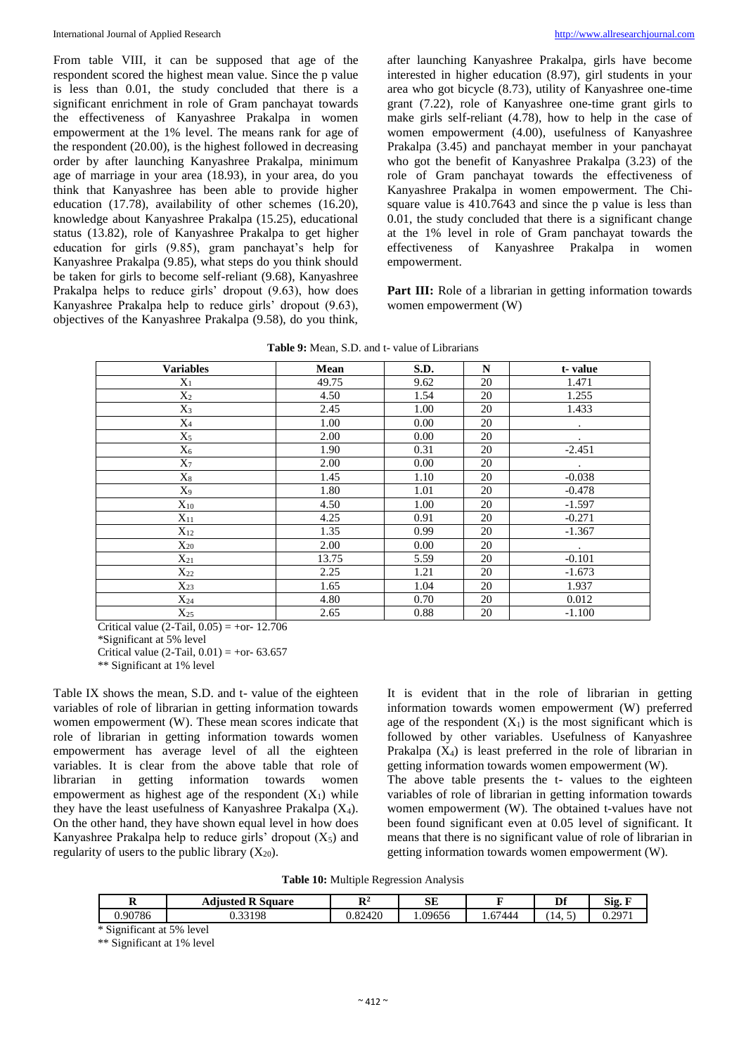From table VIII, it can be supposed that age of the respondent scored the highest mean value. Since the p value is less than 0.01, the study concluded that there is a significant enrichment in role of Gram panchayat towards the effectiveness of Kanyashree Prakalpa in women empowerment at the 1% level. The means rank for age of the respondent (20.00), is the highest followed in decreasing order by after launching Kanyashree Prakalpa, minimum age of marriage in your area (18.93), in your area, do you think that Kanyashree has been able to provide higher education (17.78), availability of other schemes (16.20), knowledge about Kanyashree Prakalpa (15.25), educational status (13.82), role of Kanyashree Prakalpa to get higher education for girls (9.85), gram panchayat's help for Kanyashree Prakalpa (9.85), what steps do you think should be taken for girls to become self-reliant (9.68), Kanyashree Prakalpa helps to reduce girls' dropout (9.63), how does Kanyashree Prakalpa help to reduce girls' dropout (9.63), objectives of the Kanyashree Prakalpa (9.58), do you think, after launching Kanyashree Prakalpa, girls have become interested in higher education (8.97), girl students in your area who got bicycle (8.73), utility of Kanyashree one-time grant (7.22), role of Kanyashree one-time grant girls to make girls self-reliant (4.78), how to help in the case of women empowerment (4.00), usefulness of Kanyashree Prakalpa (3.45) and panchayat member in your panchayat who got the benefit of Kanyashree Prakalpa (3.23) of the role of Gram panchayat towards the effectiveness of Kanyashree Prakalpa in women empowerment. The Chi-square value is 410.7643 and since the p value is less than 0.01, the study concluded that there is a significant change at the 1% level in role of Gram panchayat towards the effectiveness of Kanyashree Prakalpa in women empowerment.

**Part III:** Role of a librarian in getting information towards women empowerment (W)

**Table 9:** Mean, S.D. and t- value of Librarians

| Variables | Mean | S.D. | N | t- value |
|---|---|---|---|---|
| $X_1$ | 49.75 | 9.62 | 20 | 1.471 |
| $X_2$ | 4.50 | 1.54 | 20 | 1.255 |
| $X_3$ | 2.45 | 1.00 | 20 | 1.433 |
| $X_4$ | 1.00 | 0.00 | 20 | . |
| $X_5$ | 2.00 | 0.00 | 20 | . |
| $X_6$ | 1.90 | 0.31 | 20 | -2.451 |
| $X_7$ | 2.00 | 0.00 | 20 | . |
| $X_8$ | 1.45 | 1.10 | 20 | -0.038 |
| $X_9$ | 1.80 | 1.01 | 20 | -0.478 |
| $X_{10}$ | 4.50 | 1.00 | 20 | -1.597 |
| $X_{11}$ | 4.25 | 0.91 | 20 | -0.271 |
| $X_{12}$ | 1.35 | 0.99 | 20 | -1.367 |
| $X_{20}$ | 2.00 | 0.00 | 20 | . |
| $X_{21}$ | 13.75 | 5.59 | 20 | -0.101 |
| $X_{22}$ | 2.25 | 1.21 | 20 | -1.673 |
| $X_{23}$ | 1.65 | 1.04 | 20 | 1.937 |
| $X_{24}$ | 4.80 | 0.70 | 20 | 0.012 |
| $X_{25}$ | 2.65 | 0.88 | 20 | -1.100 |

Critical value (2-Tail, 0.05) = +or- 12.706

*Significant at 5% level

Critical value (2-Tail, 0.01) = +or- 63.657

** Significant at 1% level

Table IX shows the mean, S.D. and t- value of the eighteen variables of role of librarian in getting information towards women empowerment (W). These mean scores indicate that role of librarian in getting information towards women empowerment has average level of all the eighteen variables. It is clear from the above table that role of librarian in getting information towards women empowerment as highest age of the respondent ($X_1$) while they have the least usefulness of Kanyashree Prakalpa ($X_4$). On the other hand, they have shown equal level in how does Kanyashree Prakalpa help to reduce girls' dropout ($X_5$) and regularity of users to the public library ($X_{20}$).

It is evident that in the role of librarian in getting information towards women empowerment (W) preferred age of the respondent ($X_1$) is the most significant which is followed by other variables. Usefulness of Kanyashree Prakalpa ($X_4$) is least preferred in the role of librarian in getting information towards women empowerment (W).

The above table presents the t- values to the eighteen variables of role of librarian in getting information towards women empowerment (W). The obtained t-values have not been found significant even at 0.05 level of significant. It means that there is no significant value of role of librarian in getting information towards women empowerment (W).

**Table 10:** Multiple Regression Analysis

| R | Adjusted R Square | $R^2$ | SE | F | Df | Sig. F |
|---|---|---|---|---|---|---|
| 0.90786 | 0.33198 | 0.82420 | 1.09656 | 1.67444 | (14, 5) | 0.2971 |

* Significant at 5% level

** Significant at 1% level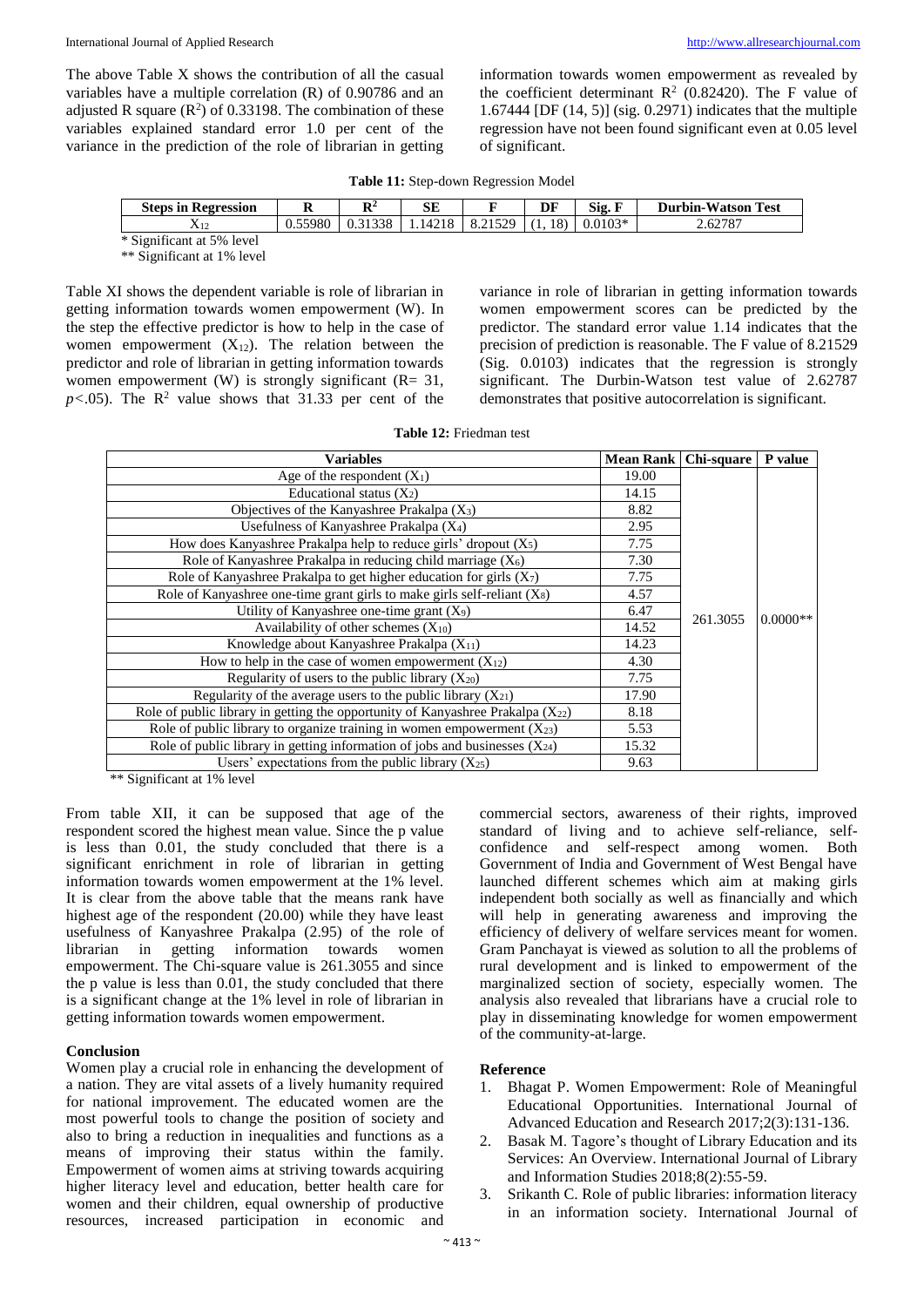The above Table X shows the contribution of all the casual variables have a multiple correlation (R) of 0.90786 and an adjusted R square ($R^2$) of 0.33198. The combination of these variables explained standard error 1.0 per cent of the variance in the prediction of the role of librarian in getting information towards women empowerment as revealed by the coefficient determinant $R^2$ (0.82420). The F value of 1.67444 [DF (14, 5)] (sig. 0.2971) indicates that the multiple regression have not been found significant even at 0.05 level of significant.

**Table 11:** Step-down Regression Model

| Steps in Regression | R | $R^2$ | SE | F | DF | Sig. F | Durbin-Watson Test |
|---|---|---|---|---|---|---|---|
| $X_{12}$ | 0.55980 | 0.31338 | 1.14218 | 8.21529 | (1, 18) | 0.0103* | 2.62787 |

* Significant at 5% level
** Significant at 1% level

Table XI shows the dependent variable is role of librarian in getting information towards women empowerment (W). In the step the effective predictor is how to help in the case of women empowerment ($X_{12}$). The relation between the predictor and role of librarian in getting information towards women empowerment (W) is strongly significant (R= 31, $p<.05$). The $R^2$ value shows that 31.33 per cent of the variance in role of librarian in getting information towards women empowerment scores can be predicted by the predictor. The standard error value 1.14 indicates that the precision of prediction is reasonable. The F value of 8.21529 (Sig. 0.0103) indicates that the regression is strongly significant. The Durbin-Watson test value of 2.62787 demonstrates that positive autocorrelation is significant.

**Table 12:** Friedman test

| Variables | Mean Rank | Chi-square | P value |
|---|---|---|---|
| Age of the respondent ($X_1$) | 19.00 | 261.3055 | 0.0000** |
| Educational status ($X_2$) | 14.15 | | |
| Objectives of the Kanyashree Prakalpa ($X_3$) | 8.82 | | |
| Usefulness of Kanyashree Prakalpa ($X_4$) | 2.95 | | |
| How does Kanyashree Prakalpa help to reduce girls' dropout ($X_5$) | 7.75 | | |
| Role of Kanyashree Prakalpa in reducing child marriage ($X_6$) | 7.30 | | |
| Role of Kanyashree Prakalpa to get higher education for girls ($X_7$) | 7.75 | | |
| Role of Kanyashree one-time grant girls to make girls self-reliant ($X_8$) | 4.57 | | |
| Utility of Kanyashree one-time grant ($X_9$) | 6.47 | | |
| Availability of other schemes ($X_{10}$) | 14.52 | | |
| Knowledge about Kanyashree Prakalpa ($X_{11}$) | 14.23 | | |
| How to help in the case of women empowerment ($X_{12}$) | 4.30 | | |
| Regularity of users to the public library ($X_{20}$) | 7.75 | | |
| Regularity of the average users to the public library ($X_{21}$) | 17.90 | | |
| Role of public library in getting the opportunity of Kanyashree Prakalpa ($X_{22}$) | 8.18 | | |
| Role of public library to organize training in women empowerment ($X_{23}$) | 5.53 | | |
| Role of public library in getting information of jobs and businesses ($X_{24}$) | 15.32 | | |
| Users' expectations from the public library ($X_{25}$) | 9.63 | | |

** Significant at 1% level

From table XII, it can be supposed that age of the respondent scored the highest mean value. Since the p value is less than 0.01, the study concluded that there is a significant enrichment in role of librarian in getting information towards women empowerment at the 1% level. It is clear from the above table that the means rank have highest age of the respondent (20.00) while they have least usefulness of Kanyashree Prakalpa (2.95) of the role of librarian in getting information towards women empowerment. The Chi-square value is 261.3055 and since the p value is less than 0.01, the study concluded that there is a significant change at the 1% level in role of librarian in getting information towards women empowerment.

## Conclusion

Women play a crucial role in enhancing the development of a nation. They are vital assets of a lively humanity required for national improvement. The educated women are the most powerful tools to change the position of society and also to bring a reduction in inequalities and functions as a means of improving their status within the family. Empowerment of women aims at striving towards acquiring higher literacy level and education, better health care for women and their children, equal ownership of productive resources, increased participation in economic and commercial sectors, awareness of their rights, improved standard of living and to achieve self-reliance, self-confidence and self-respect among women. Both Government of India and Government of West Bengal have launched different schemes which aim at making girls independent both socially as well as financially and which will help in generating awareness and improving the efficiency of delivery of welfare services meant for women. Gram Panchayat is viewed as solution to all the problems of rural development and is linked to empowerment of the marginalized section of society, especially women. The analysis also revealed that librarians have a crucial role to play in disseminating knowledge for women empowerment of the community-at-large.

## Reference

1. Bhagat P. Women Empowerment: Role of Meaningful Educational Opportunities. International Journal of Advanced Education and Research 2017;2(3):131-136.
2. Basak M. Tagore's thought of Library Education and its Services: An Overview. International Journal of Library and Information Studies 2018;8(2):55-59.
3. Srikanth C. Role of public libraries: information literacy in an information society. International Journal of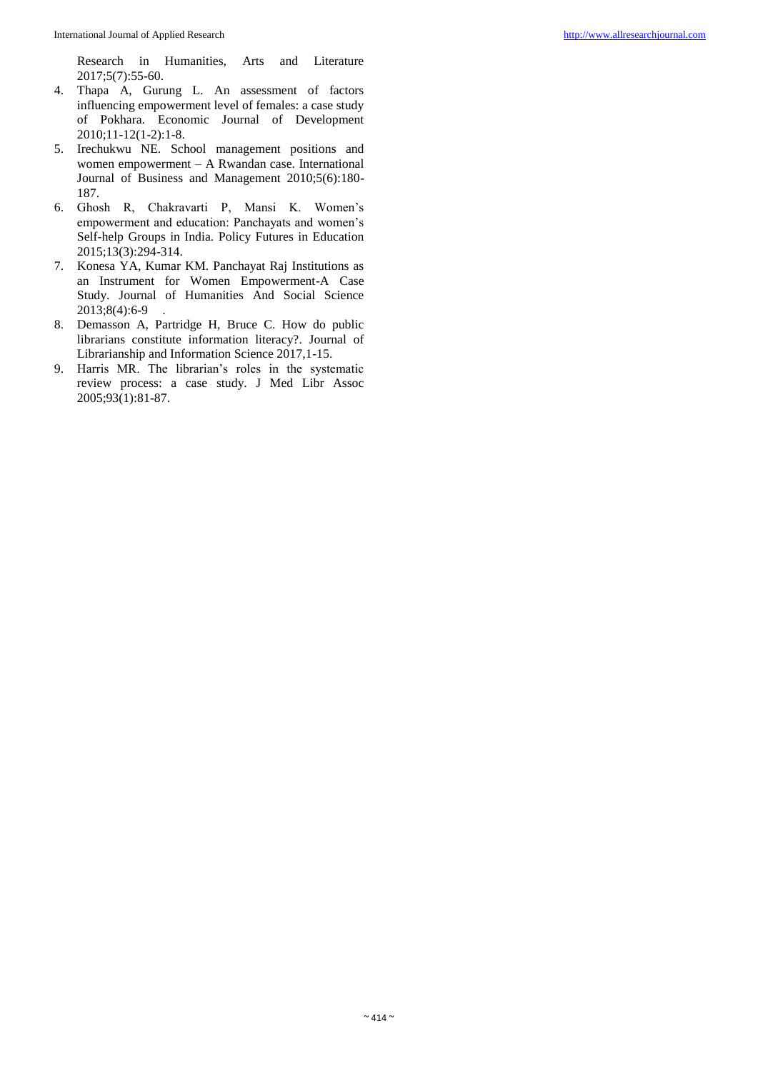Research in Humanities, Arts and Literature 2017;5(7):55-60.

4. Thapa A, Gurung L. An assessment of factors influencing empowerment level of females: a case study of Pokhara. Economic Journal of Development 2010;11-12(1-2):1-8.
5. Irechukwu NE. School management positions and women empowerment – A Rwandan case. International Journal of Business and Management 2010;5(6):180-187.
6. Ghosh R, Chakravarti P, Mansi K. Women's empowerment and education: Panchayats and women's Self-help Groups in India. Policy Futures in Education 2015;13(3):294-314.
7. Konesa YA, Kumar KM. Panchayat Raj Institutions as an Instrument for Women Empowerment-A Case Study. Journal of Humanities And Social Science 2013;8(4):6-9 .
8. Demasson A, Partridge H, Bruce C. How do public librarians constitute information literacy?. Journal of Librarianship and Information Science 2017,1-15.
9. Harris MR. The librarian's roles in the systematic review process: a case study. J Med Libr Assoc 2005;93(1):81-87.